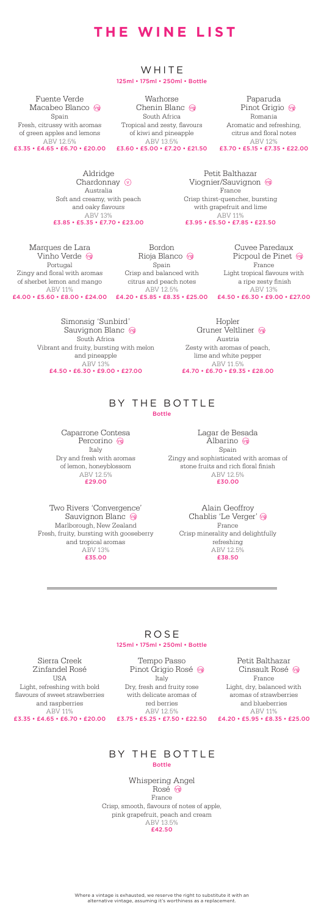# THE WINE LIST

## WHITE

125ml • 175ml • 250ml • Bottle

**Fuente Verde Macabeo Blanco** (vg)
Spain
Fresh, citrussy with aromas of green apples and lemons
ABV 12.5%
£3.35 • £4.65 • £6.70 • £20.00

**Warhorse Chenin Blanc** (vg)
South Africa
Tropical and zesty, flavours of kiwi and pineapple
ABV 13.5%
£3.60 • £5.00 • £7.20 • £21.50

**Paparuda Pinot Grigio** (vg)
Romania
Aromatic and refreshing, citrus and floral notes
ABV 12%
£3.70 • £5.15 • £7.35 • £22.00

**Aldridge Chardonnay** (v)
Australia
Soft and creamy, with peach and oaky flavours
ABV 13%
£3.85 • £5.35 • £7.70 • £23.00

**Petit Balthazar Viognier/Sauvignon** (vg)
France
Crisp thirst-quencher, bursting with grapefruit and lime
ABV 11%
£3.95 • £5.50 • £7.85 • £23.50

**Marques de Lara Vinho Verde** (vg)
Portugal
Zingy and floral with aromas of sherbet lemon and mango
ABV 11%
£4.00 • £5.60 • £8.00 • £24.00

**Bordon Rioja Blanco** (vg)
Spain
Crisp and balanced with citrus and peach notes
ABV 12.5%
£4.20 • £5.85 • £8.35 • £25.00

**Cuvee Paredaux Picpoul de Pinet** (vg)
France
Light tropical flavours with a ripe zesty finish
ABV 13%
£4.50 • £6.30 • £9.00 • £27.00

**Simonsig 'Sunbird' Sauvignon Blanc** (vg)
South Africa
Vibrant and fruity, bursting with melon and pineapple
ABV 13%
£4.50 • £6.30 • £9.00 • £27.00

**Hopler Gruner Veltliner** (vg)
Austria
Zesty with aromas of peach, lime and white pepper
ABV 11.5%
£4.70 • £6.70 • £9.35 • £28.00

## BY THE BOTTLE

Bottle

**Caparrone Contesa Percorino** (vg)
Italy
Dry and fresh with aromas of lemon, honeyblossom
ABV 12.5%
£29.00

**Lagar de Besada Albarino** (vg)
Spain
Zingy and sophisticated with aromas of stone fruits and rich floral finish
ABV 12.5%
£30.00

**Two Rivers 'Convergence' Sauvignon Blanc** (vg)
Marlborough, New Zealand
Fresh, fruity, bursting with gooseberry and tropical aromas
ABV 13%
£35.00

**Alain Geoffroy Chablis 'Le Verger'** (vg)
France
Crisp minerality and delightfully refreshing
ABV 12.5%
£38.50

## ROSE

125ml • 175ml • 250ml • Bottle

**Sierra Creek Zinfandel Rosé**
USA
Light, refreshing with bold flavours of sweet strawberries and raspberries
ABV 11%
£3.35 • £4.65 • £6.70 • £20.00

**Tempo Passo Pinot Grigio Rosé** (vg)
Italy
Dry, fresh and fruity rose with delicate aromas of red berries
ABV 12.5%
£3.75 • £5.25 • £7.50 • £22.50

**Petit Balthazar Cinsault Rosé** (vg)
France
Light, dry, balanced with aromas of strawberries and blueberries
ABV 11%
£4.20 • £5.95 • £8.35 • £25.00

## BY THE BOTTLE

Bottle

**Whispering Angel Rosé** (vg)
France
Crisp, smooth, flavours of notes of apple, pink grapefruit, peach and cream
ABV 13.5%
£42.50

Where a vintage is exhausted, we reserve the right to substitute it with an alternative vintage, assuming it's worthiness as a replacement.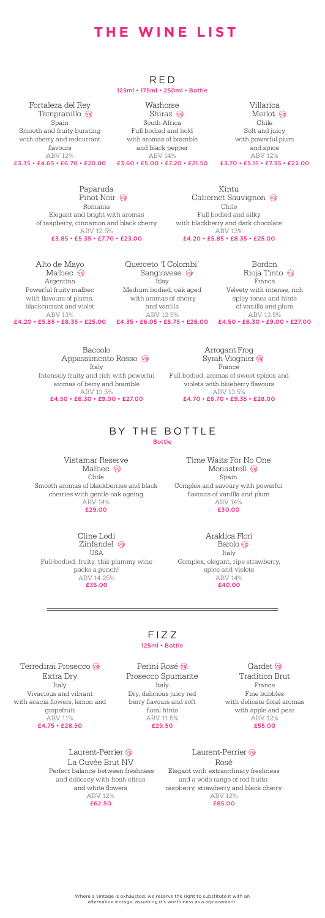# THE WINE LIST

## RED

125ml • 175ml • 250ml • Bottle

**Fortaleza del Rey**
Tempranillo (vg)
Spain
Smooth and fruity bursting with cherry and redcurrant flavours
ABV 12%
£3.35 • £4.65 • £6.70 • £20.00

**Warhorse**
Shiraz (vg)
South Africa
Full bodied and bold with aromas of bramble and black pepper
ABV 14%
£3.60 • £5.00 • £7.20 • £21.50

**Villarica**
Merlot (vg)
Chile
Soft and juicy with powerful plum and spice
ABV 12%
£3.70 • £5.15 • £7.35 • £22.00

**Paparuda**
Pinot Noir (vg)
Romania
Elegant and bright with aromas of raspberry, cinnamon and black cherry
ABV 12.5%
£3.85 • £5.35 • £7.70 • £23.00

**Kintu**
Cabernet Sauvignon (vg)
Chile
Full bodied and silky with blackberry and dark chocolate
ABV 13%
£4.20 • £5.85 • £8.35 • £25.00

**Alto de Mayo**
Malbec (vg)
Argentina
Powerful fruity malbec with flavours of plums, blackcurrant and violet
ABV 13%
£4.20 • £5.85 • £8.35 • £25.00

**Querceto 'I Colombi'**
Sangiovese (vg)
Itlay
Medium bodied, oak aged with aromas of cherry and vanilla
ABV 12.5%
£4.35 • £6.05 • £8.75 • £26.00

**Bordon**
Rioja Tinto (vg)
France
Velvety with intense, rich spicy tones and hints of vanilla and plum
ABV 13.5%
£4.50 • £6.30 • £9.00 • £27.00

**Baccolo**
Appassimento Rosso (vg)
Italy
Intensely fruity and rich with powerful aromas of berry and bramble
ABV 13.5%
£4.50 • £6.30 • £9.00 • £27.00

**Arrogant Frog**
Syrah-Viognier (vg)
France
Full bodied, aromas of sweet spices and violets with blueberry flavours
ABV 13.5%
£4.70 • £6.70 • £9.35 • £28.00

## BY THE BOTTLE

Bottle

**Vistamar Reserve**
Malbec (vg)
Chile
Smooth aromas of blackberries and black cherries with gentle oak ageing
ABV 14%
£29.00

**Time Waits For No One**
Monastrell (vg)
Spain
Complex and savoury with powerful flavours of vanilla and plum
ABV 14%
£30.00

**Cline Lodi**
Zinfandel (vg)
USA
Full-bodied, fruity, this plummy wine packs a punch!
ABV 14.25%
£36.00

**Araldica Flori**
Barolo (vg)
Italy
Complex, elegant, ripe strawberry, spice and violets
ABV 14%
£40.00

## FIZZ

125ml • Bottle

**Terredirai Prosecco (vg)**
Extra Dry
Italy
Vivacious and vibrant with acacia flowers, lemon and grapefruit
ABV 11%
£4.75 • £28.50

**Perini Rosé (vg)**
Prosecco Spumante
Italy
Dry, delicious juicy red berry flavours and soft floral hints
ABV 11.5%
£29.50

**Gardet (vg)**
Tradition Brut
France
Fine bubbles with delicate floral aromas with apple and pear
ABV 12%
£55.00

**Laurent-Perrier (vg)**
La Cuvée Brut NV
Perfect balance between freshness and delicacy with fresh citrus and white flowers
ABV 12%
£62.50

**Laurent-Perrier (vg)**
Rosé
Elegant with extraordinary freshness and a wide range of red fruits: raspberry, strawberry and black cherry
ABV 12%
£85.00

Where a vintage is exhausted, we reserve the right to substitute it with an alternative vintage, assuming it's worthiness as a replacement.